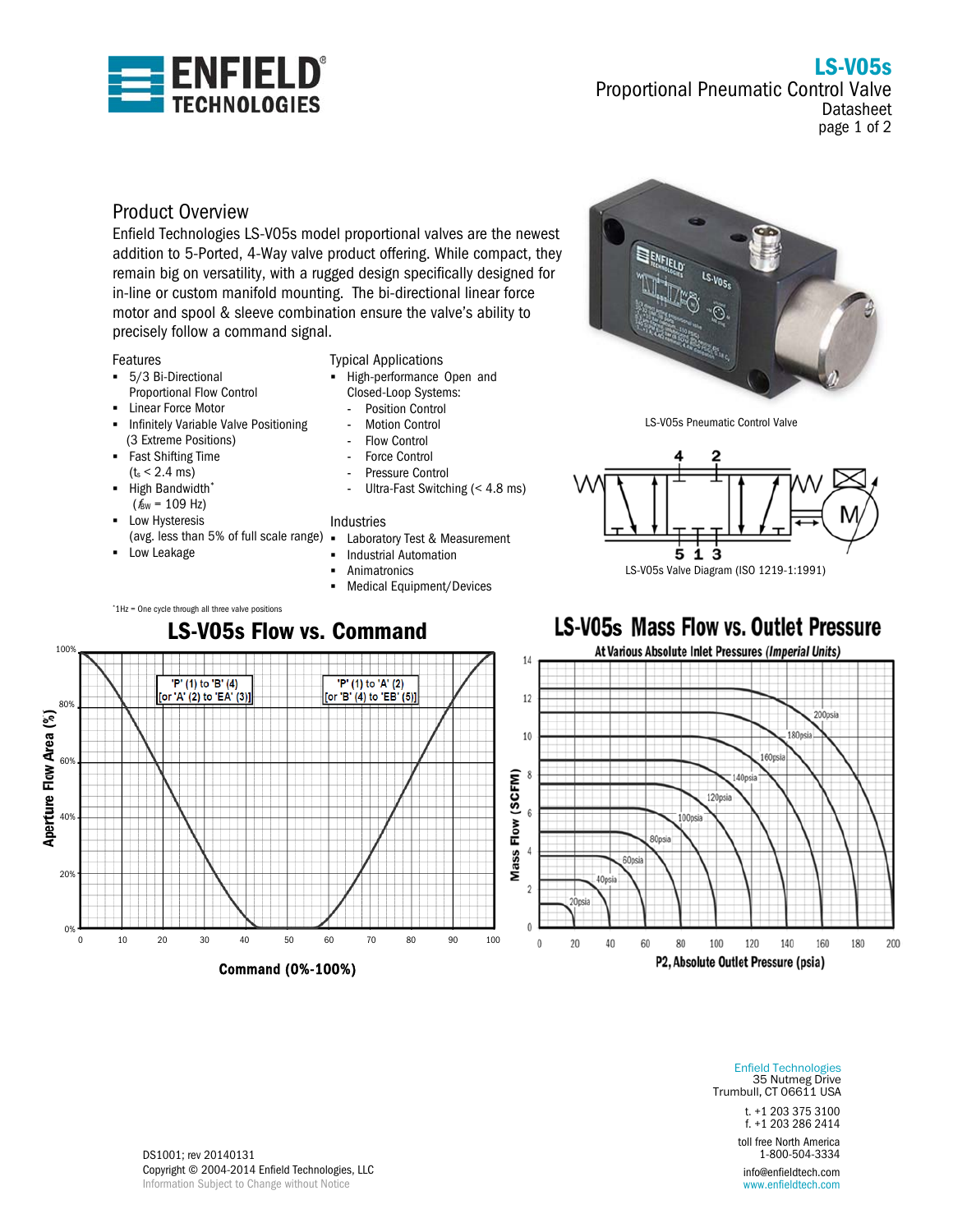# LS-V05s

Proportional Pneumatic Control Valve
Datasheet

## Product Overview

Enfield Technologies LS-V05s model proportional valves are the newest addition to 5-Ported, 4-Way valve product offering. While compact, they remain big on versatility, with a rugged design specifically designed for in-line or custom manifold mounting. The bi-directional linear force motor and spool & sleeve combination ensure the valve's ability to precisely follow a command signal.

### Features

- 5/3 Bi-Directional Proportional Flow Control
- Linear Force Motor
- Infinitely Variable Valve Positioning (3 Extreme Positions)
- Fast Shifting Time ($t_s$ < 2.4 ms)
- High Bandwidth* ($f_{BW}$ = 109 Hz)
- Low Hysteresis (avg. less than 5% of full scale range)
- Low Leakage

### Typical Applications

- High-performance Open and Closed-Loop Systems:
  - Position Control
  - Motion Control
  - Flow Control
  - Force Control
  - Pressure Control
  - Ultra-Fast Switching (< 4.8 ms)

### Industries

- Laboratory Test & Measurement
- Industrial Automation
- Animatronics
- Medical Equipment/Devices

*1Hz = One cycle through all three valve positions

LS-V05s Pneumatic Control Valve

LS-V05s Valve Diagram (ISO 1219-1:1991)

## LS-V05s Flow vs. Command

Aperture Flow Area (%) vs. Command (0%-100%)

- 'P' (1) to 'B' (4) [or 'A' (2) to 'EA' (3)]
- 'P' (1) to 'A' (2) [or 'B' (4) to 'EB' (5)]

## LS-V05s Mass Flow vs. Outlet Pressure

At Various Absolute Inlet Pressures (*Imperial Units*)

Mass Flow (SCFM) vs. P2, Absolute Outlet Pressure (psia)

Curves: 20psia, 40psia, 60psia, 80psia, 100psia, 120psia, 140psia, 160psia, 180psia, 200psia

Enfield Technologies
35 Nutmeg Drive
Trumbull, CT 06611 USA

t. +1 203 375 3100
f. +1 203 286 2414

toll free North America
1-800-504-3334

info@enfieldtech.com
www.enfieldtech.com

DS1001; rev 20140131
Copyright © 2004-2014 Enfield Technologies, LLC
Information Subject to Change without Notice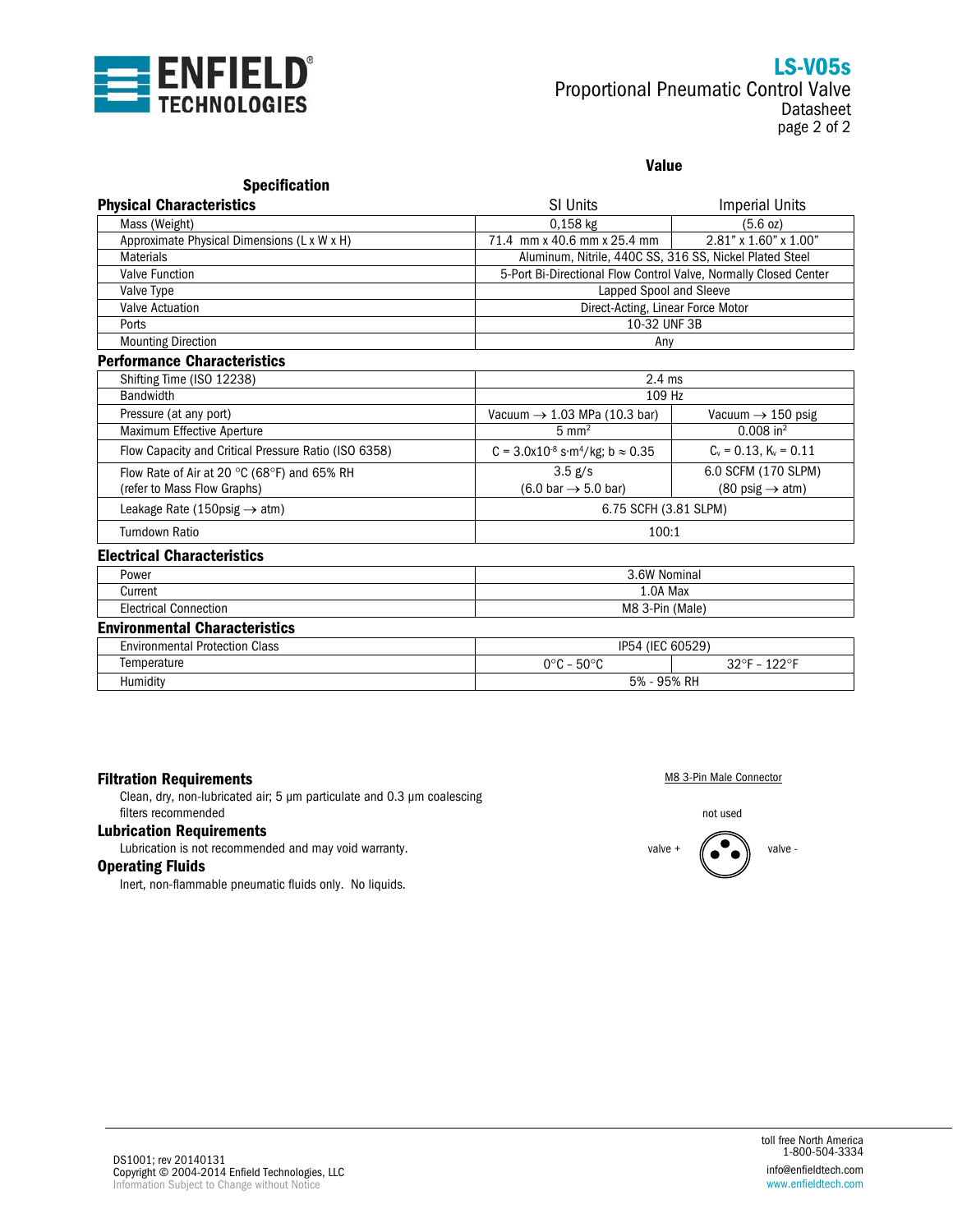# LS-V05s

## Proportional Pneumatic Control Valve

Datasheet

| Specification | Value | |
|---|---|---|
| **Physical Characteristics** | SI Units | Imperial Units |
| Mass (Weight) | 0,158 kg | (5.6 oz) |
| Approximate Physical Dimensions (L x W x H) | 71.4 mm x 40.6 mm x 25.4 mm | 2.81" x 1.60" x 1.00" |
| Materials | Aluminum, Nitrile, 440C SS, 316 SS, Nickel Plated Steel | |
| Valve Function | 5-Port Bi-Directional Flow Control Valve, Normally Closed Center | |
| Valve Type | Lapped Spool and Sleeve | |
| Valve Actuation | Direct-Acting, Linear Force Motor | |
| Ports | 10-32 UNF 3B | |
| Mounting Direction | Any | |
| **Performance Characteristics** | | |
| Shifting Time (ISO 12238) | 2.4 ms | |
| Bandwidth | 109 Hz | |
| Pressure (at any port) | Vacuum → 1.03 MPa (10.3 bar) | Vacuum → 150 psig |
| Maximum Effective Aperture | 5 $mm^2$ | 0.008 $in^2$ |
| Flow Capacity and Critical Pressure Ratio (ISO 6358) | $C = 3.0x10^{-8}$ s·$m^4$/kg; b ≈ 0.35 | $C_v = 0.13$, $K_v = 0.11$ |
| Flow Rate of Air at 20 °C (68°F) and 65% RH (refer to Mass Flow Graphs) | 3.5 g/s (6.0 bar → 5.0 bar) | 6.0 SCFM (170 SLPM) (80 psig → atm) |
| Leakage Rate (150psig → atm) | 6.75 SCFH (3.81 SLPM) | |
| Turndown Ratio | 100:1 | |
| **Electrical Characteristics** | | |
| Power | 3.6W Nominal | |
| Current | 1.0A Max | |
| Electrical Connection | M8 3-Pin (Male) | |
| **Environmental Characteristics** | | |
| Environmental Protection Class | IP54 (IEC 60529) | |
| Temperature | 0°C – 50°C | 32°F – 122°F |
| Humidity | 5% - 95% RH | |

### Filtration Requirements

Clean, dry, non-lubricated air; 5 µm particulate and 0.3 µm coalescing filters recommended

### Lubrication Requirements

Lubrication is not recommended and may void warranty.

### Operating Fluids

Inert, non-flammable pneumatic fluids only. No liquids.

M8 3-Pin Male Connector

not used

valve +

valve -

DS1001; rev 20140131
Copyright © 2004-2014 Enfield Technologies, LLC
Information Subject to Change without Notice

toll free North America
1-800-504-3334
info@enfieldtech.com
www.enfieldtech.com